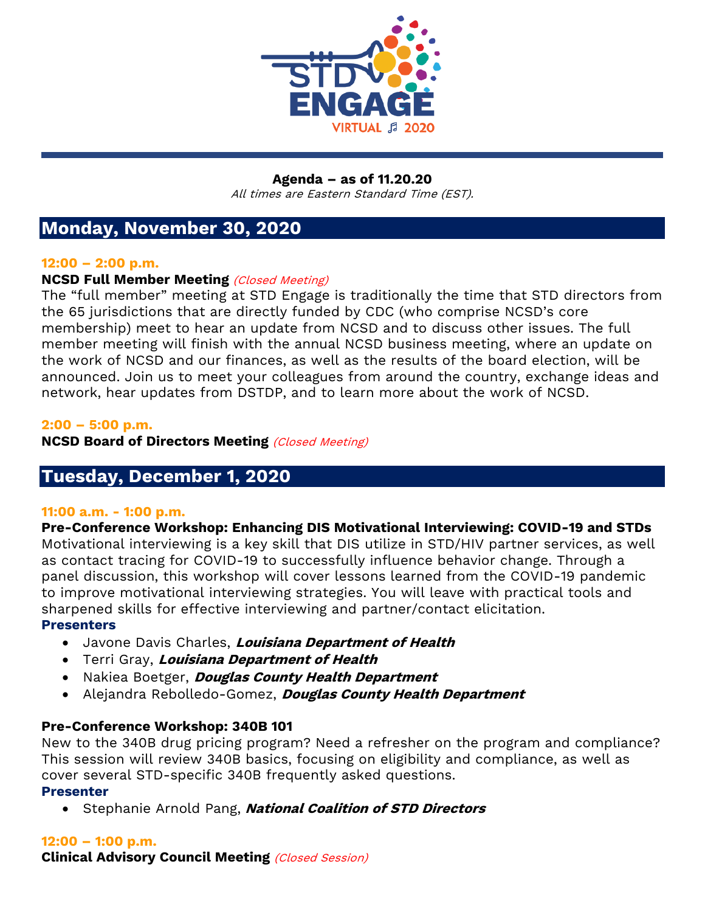STD ENGAGE VIRTUAL 2020

**Agenda – as of 11.20.20**
*All times are Eastern Standard Time (EST).*

## Monday, November 30, 2020

**12:00 – 2:00 p.m.**
**NCSD Full Member Meeting** *(Closed Meeting)*
The "full member" meeting at STD Engage is traditionally the time that STD directors from the 65 jurisdictions that are directly funded by CDC (who comprise NCSD's core membership) meet to hear an update from NCSD and to discuss other issues. The full member meeting will finish with the annual NCSD business meeting, where an update on the work of NCSD and our finances, as well as the results of the board election, will be announced. Join us to meet your colleagues from around the country, exchange ideas and network, hear updates from DSTDP, and to learn more about the work of NCSD.

**2:00 – 5:00 p.m.**
**NCSD Board of Directors Meeting** *(Closed Meeting)*

## Tuesday, December 1, 2020

**11:00 a.m. - 1:00 p.m.**
**Pre-Conference Workshop: Enhancing DIS Motivational Interviewing: COVID-19 and STDs**
Motivational interviewing is a key skill that DIS utilize in STD/HIV partner services, as well as contact tracing for COVID-19 to successfully influence behavior change. Through a panel discussion, this workshop will cover lessons learned from the COVID-19 pandemic to improve motivational interviewing strategies. You will leave with practical tools and sharpened skills for effective interviewing and partner/contact elicitation.
**Presenters**

- Javone Davis Charles, ***Louisiana Department of Health***
- Terri Gray, ***Louisiana Department of Health***
- Nakiea Boetger, ***Douglas County Health Department***
- Alejandra Rebolledo-Gomez, ***Douglas County Health Department***

**Pre-Conference Workshop: 340B 101**
New to the 340B drug pricing program? Need a refresher on the program and compliance? This session will review 340B basics, focusing on eligibility and compliance, as well as cover several STD-specific 340B frequently asked questions.
**Presenter**

- Stephanie Arnold Pang, ***National Coalition of STD Directors***

**12:00 – 1:00 p.m.**
**Clinical Advisory Council Meeting** *(Closed Session)*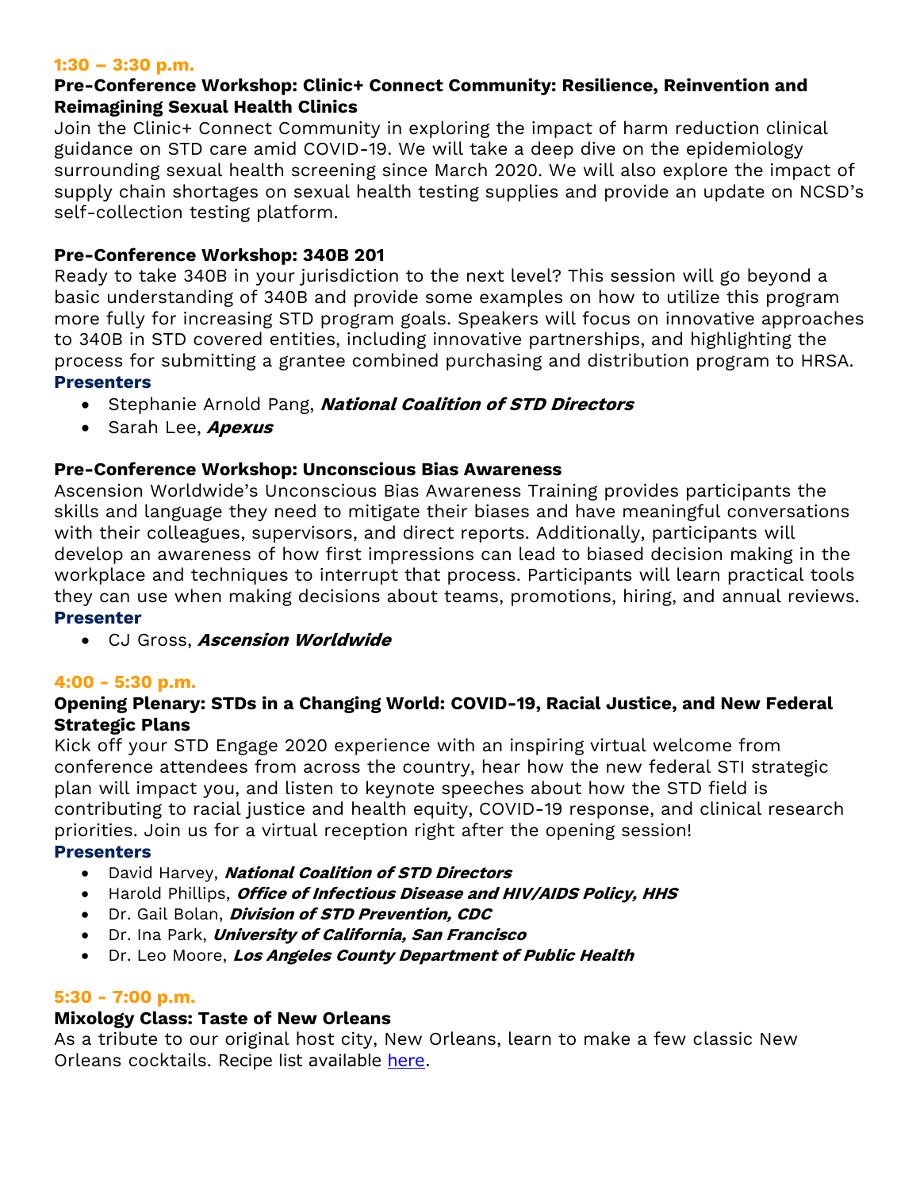**1:30 – 3:30 p.m.**

**Pre-Conference Workshop: Clinic+ Connect Community: Resilience, Reinvention and Reimagining Sexual Health Clinics**

Join the Clinic+ Connect Community in exploring the impact of harm reduction clinical guidance on STD care amid COVID-19. We will take a deep dive on the epidemiology surrounding sexual health screening since March 2020. We will also explore the impact of supply chain shortages on sexual health testing supplies and provide an update on NCSD's self-collection testing platform.

**Pre-Conference Workshop: 340B 201**

Ready to take 340B in your jurisdiction to the next level? This session will go beyond a basic understanding of 340B and provide some examples on how to utilize this program more fully for increasing STD program goals. Speakers will focus on innovative approaches to 340B in STD covered entities, including innovative partnerships, and highlighting the process for submitting a grantee combined purchasing and distribution program to HRSA.

**Presenters**

- Stephanie Arnold Pang, ***National Coalition of STD Directors***
- Sarah Lee, ***Apexus***

**Pre-Conference Workshop: Unconscious Bias Awareness**

Ascension Worldwide's Unconscious Bias Awareness Training provides participants the skills and language they need to mitigate their biases and have meaningful conversations with their colleagues, supervisors, and direct reports. Additionally, participants will develop an awareness of how first impressions can lead to biased decision making in the workplace and techniques to interrupt that process. Participants will learn practical tools they can use when making decisions about teams, promotions, hiring, and annual reviews.

**Presenter**

- CJ Gross, ***Ascension Worldwide***

**4:00 - 5:30 p.m.**

**Opening Plenary: STDs in a Changing World: COVID-19, Racial Justice, and New Federal Strategic Plans**

Kick off your STD Engage 2020 experience with an inspiring virtual welcome from conference attendees from across the country, hear how the new federal STI strategic plan will impact you, and listen to keynote speeches about how the STD field is contributing to racial justice and health equity, COVID-19 response, and clinical research priorities. Join us for a virtual reception right after the opening session!

**Presenters**

- David Harvey, ***National Coalition of STD Directors***
- Harold Phillips, ***Office of Infectious Disease and HIV/AIDS Policy, HHS***
- Dr. Gail Bolan, ***Division of STD Prevention, CDC***
- Dr. Ina Park, ***University of California, San Francisco***
- Dr. Leo Moore, ***Los Angeles County Department of Public Health***

**5:30 - 7:00 p.m.**

**Mixology Class: Taste of New Orleans**

As a tribute to our original host city, New Orleans, learn to make a few classic New Orleans cocktails. Recipe list available here.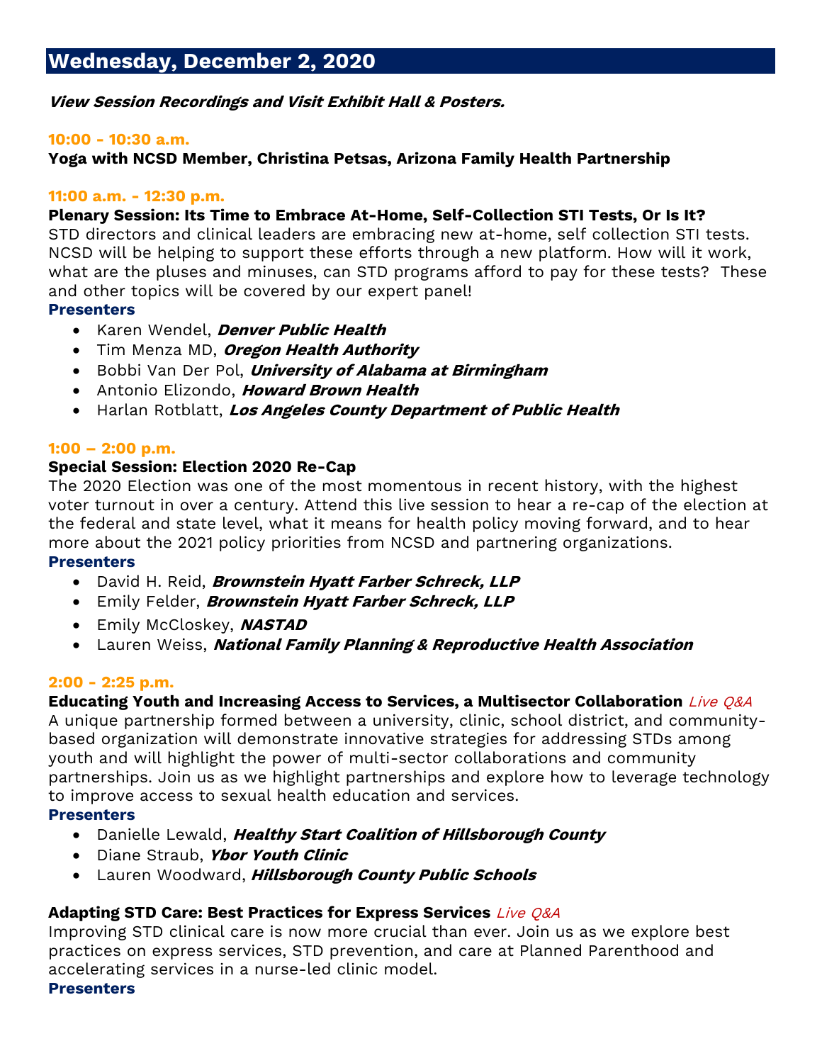## Wednesday, December 2, 2020

***View Session Recordings and Visit Exhibit Hall & Posters.***

**10:00 - 10:30 a.m.**

**Yoga with NCSD Member, Christina Petsas, Arizona Family Health Partnership**

**11:00 a.m. - 12:30 p.m.**

**Plenary Session: Its Time to Embrace At-Home, Self-Collection STI Tests, Or Is It?**

STD directors and clinical leaders are embracing new at-home, self collection STI tests. NCSD will be helping to support these efforts through a new platform. How will it work, what are the pluses and minuses, can STD programs afford to pay for these tests? These and other topics will be covered by our expert panel!

**Presenters**

- Karen Wendel, ***Denver Public Health***
- Tim Menza MD, ***Oregon Health Authority***
- Bobbi Van Der Pol, ***University of Alabama at Birmingham***
- Antonio Elizondo, ***Howard Brown Health***
- Harlan Rotblatt, ***Los Angeles County Department of Public Health***

**1:00 – 2:00 p.m.**

**Special Session: Election 2020 Re-Cap**

The 2020 Election was one of the most momentous in recent history, with the highest voter turnout in over a century. Attend this live session to hear a re-cap of the election at the federal and state level, what it means for health policy moving forward, and to hear more about the 2021 policy priorities from NCSD and partnering organizations.

**Presenters**

- David H. Reid, ***Brownstein Hyatt Farber Schreck, LLP***
- Emily Felder, ***Brownstein Hyatt Farber Schreck, LLP***
- Emily McCloskey, ***NASTAD***
- Lauren Weiss, ***National Family Planning & Reproductive Health Association***

**2:00 - 2:25 p.m.**

**Educating Youth and Increasing Access to Services, a Multisector Collaboration** *Live Q&A*

A unique partnership formed between a university, clinic, school district, and community-based organization will demonstrate innovative strategies for addressing STDs among youth and will highlight the power of multi-sector collaborations and community partnerships. Join us as we highlight partnerships and explore how to leverage technology to improve access to sexual health education and services.

**Presenters**

- Danielle Lewald, ***Healthy Start Coalition of Hillsborough County***
- Diane Straub, ***Ybor Youth Clinic***
- Lauren Woodward, ***Hillsborough County Public Schools***

**Adapting STD Care: Best Practices for Express Services** *Live Q&A*

Improving STD clinical care is now more crucial than ever. Join us as we explore best practices on express services, STD prevention, and care at Planned Parenthood and accelerating services in a nurse-led clinic model.

**Presenters**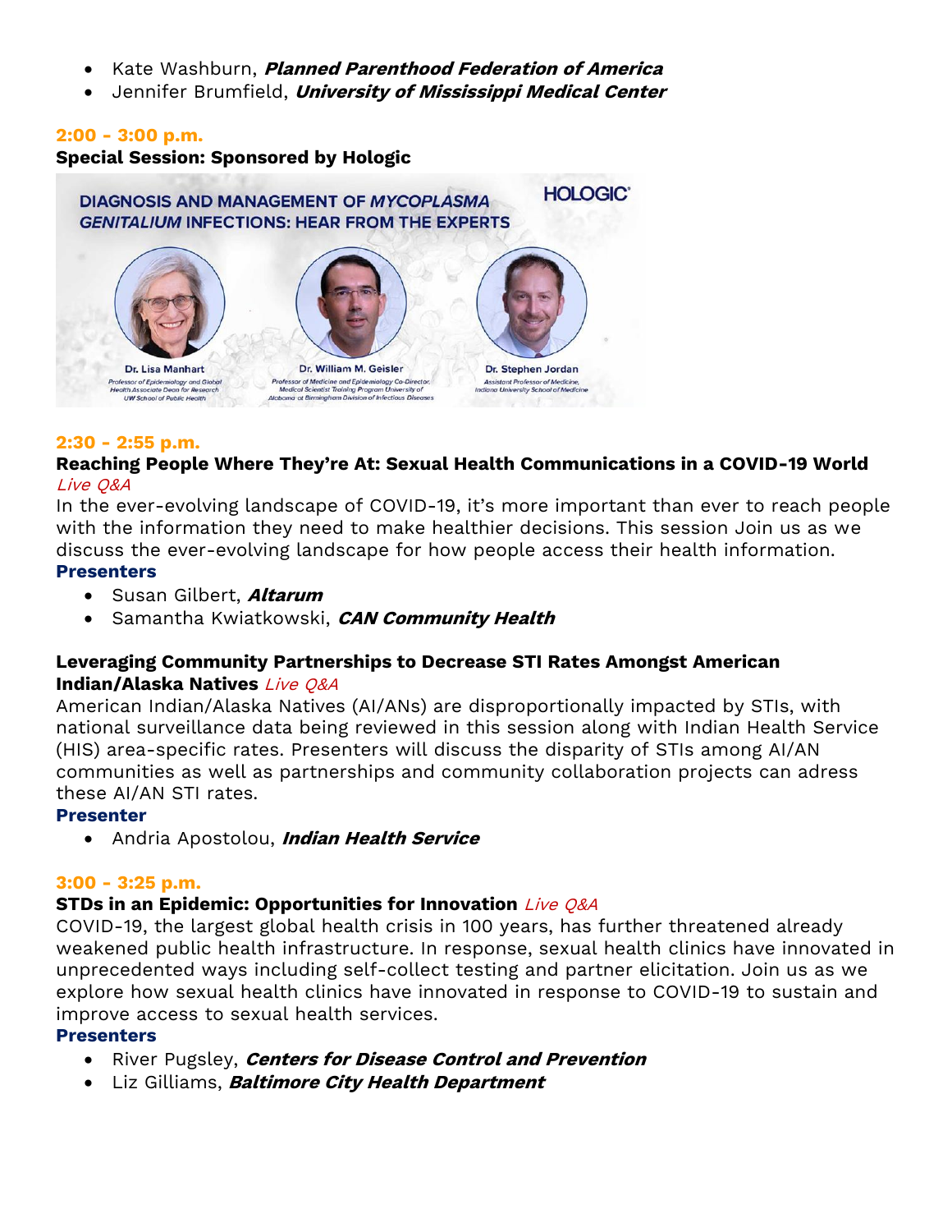- Kate Washburn, ***Planned Parenthood Federation of America***
- Jennifer Brumfield, ***University of Mississippi Medical Center***

**2:00 - 3:00 p.m.**

**Special Session: Sponsored by Hologic**

DIAGNOSIS AND MANAGEMENT OF *MYCOPLASMA GENITALIUM* INFECTIONS: HEAR FROM THE EXPERTS

HOLOGIC

Dr. Lisa Manhart
Professor of Epidemiology and Global Health Associate Dean for Research UW School of Public Health

Dr. William M. Geisler
Professor of Medicine and Epidemiology Co-Director, Medical Scientist Training Program University of Alabama at Birmingham Division of Infectious Diseases

Dr. Stephen Jordan
Assistant Professor of Medicine, Indiana University School of Medicine

**2:30 - 2:55 p.m.**

**Reaching People Where They're At: Sexual Health Communications in a COVID-19 World**
*Live Q&A*

In the ever-evolving landscape of COVID-19, it's more important than ever to reach people with the information they need to make healthier decisions. This session Join us as we discuss the ever-evolving landscape for how people access their health information.

**Presenters**

- Susan Gilbert, ***Altarum***
- Samantha Kwiatkowski, ***CAN Community Health***

**Leveraging Community Partnerships to Decrease STI Rates Amongst American Indian/Alaska Natives** *Live Q&A*

American Indian/Alaska Natives (AI/ANs) are disproportionally impacted by STIs, with national surveillance data being reviewed in this session along with Indian Health Service (HIS) area-specific rates. Presenters will discuss the disparity of STIs among AI/AN communities as well as partnerships and community collaboration projects can adress these AI/AN STI rates.

**Presenter**

- Andria Apostolou, ***Indian Health Service***

**3:00 - 3:25 p.m.**

**STDs in an Epidemic: Opportunities for Innovation** *Live Q&A*

COVID-19, the largest global health crisis in 100 years, has further threatened already weakened public health infrastructure. In response, sexual health clinics have innovated in unprecedented ways including self-collect testing and partner elicitation. Join us as we explore how sexual health clinics have innovated in response to COVID-19 to sustain and improve access to sexual health services.

**Presenters**

- River Pugsley, ***Centers for Disease Control and Prevention***
- Liz Gilliams, ***Baltimore City Health Department***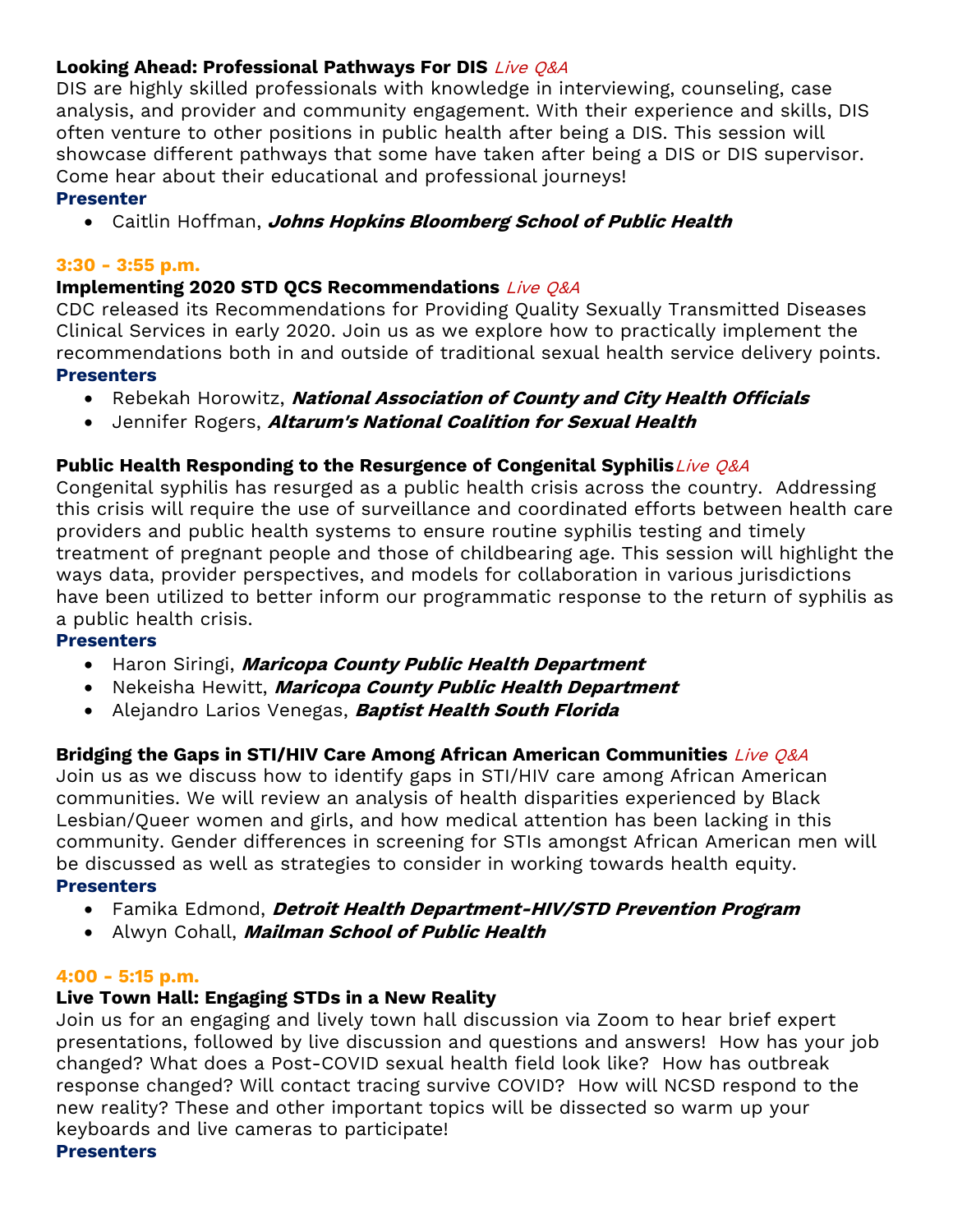**Looking Ahead: Professional Pathways For DIS** *Live Q&A*

DIS are highly skilled professionals with knowledge in interviewing, counseling, case analysis, and provider and community engagement. With their experience and skills, DIS often venture to other positions in public health after being a DIS. This session will showcase different pathways that some have taken after being a DIS or DIS supervisor. Come hear about their educational and professional journeys!

**Presenter**

- Caitlin Hoffman, ***Johns Hopkins Bloomberg School of Public Health***

**3:30 - 3:55 p.m.**

**Implementing 2020 STD QCS Recommendations** *Live Q&A*

CDC released its Recommendations for Providing Quality Sexually Transmitted Diseases Clinical Services in early 2020. Join us as we explore how to practically implement the recommendations both in and outside of traditional sexual health service delivery points.

**Presenters**

- Rebekah Horowitz, ***National Association of County and City Health Officials***
- Jennifer Rogers, ***Altarum's National Coalition for Sexual Health***

**Public Health Responding to the Resurgence of Congenital Syphilis** *Live Q&A*

Congenital syphilis has resurged as a public health crisis across the country. Addressing this crisis will require the use of surveillance and coordinated efforts between health care providers and public health systems to ensure routine syphilis testing and timely treatment of pregnant people and those of childbearing age. This session will highlight the ways data, provider perspectives, and models for collaboration in various jurisdictions have been utilized to better inform our programmatic response to the return of syphilis as a public health crisis.

**Presenters**

- Haron Siringi, ***Maricopa County Public Health Department***
- Nekeisha Hewitt, ***Maricopa County Public Health Department***
- Alejandro Larios Venegas, ***Baptist Health South Florida***

**Bridging the Gaps in STI/HIV Care Among African American Communities** *Live Q&A*

Join us as we discuss how to identify gaps in STI/HIV care among African American communities. We will review an analysis of health disparities experienced by Black Lesbian/Queer women and girls, and how medical attention has been lacking in this community. Gender differences in screening for STIs amongst African American men will be discussed as well as strategies to consider in working towards health equity.

**Presenters**

- Famika Edmond, ***Detroit Health Department-HIV/STD Prevention Program***
- Alwyn Cohall, ***Mailman School of Public Health***

**4:00 - 5:15 p.m.**

**Live Town Hall: Engaging STDs in a New Reality**

Join us for an engaging and lively town hall discussion via Zoom to hear brief expert presentations, followed by live discussion and questions and answers! How has your job changed? What does a Post-COVID sexual health field look like? How has outbreak response changed? Will contact tracing survive COVID? How will NCSD respond to the new reality? These and other important topics will be dissected so warm up your keyboards and live cameras to participate!

**Presenters**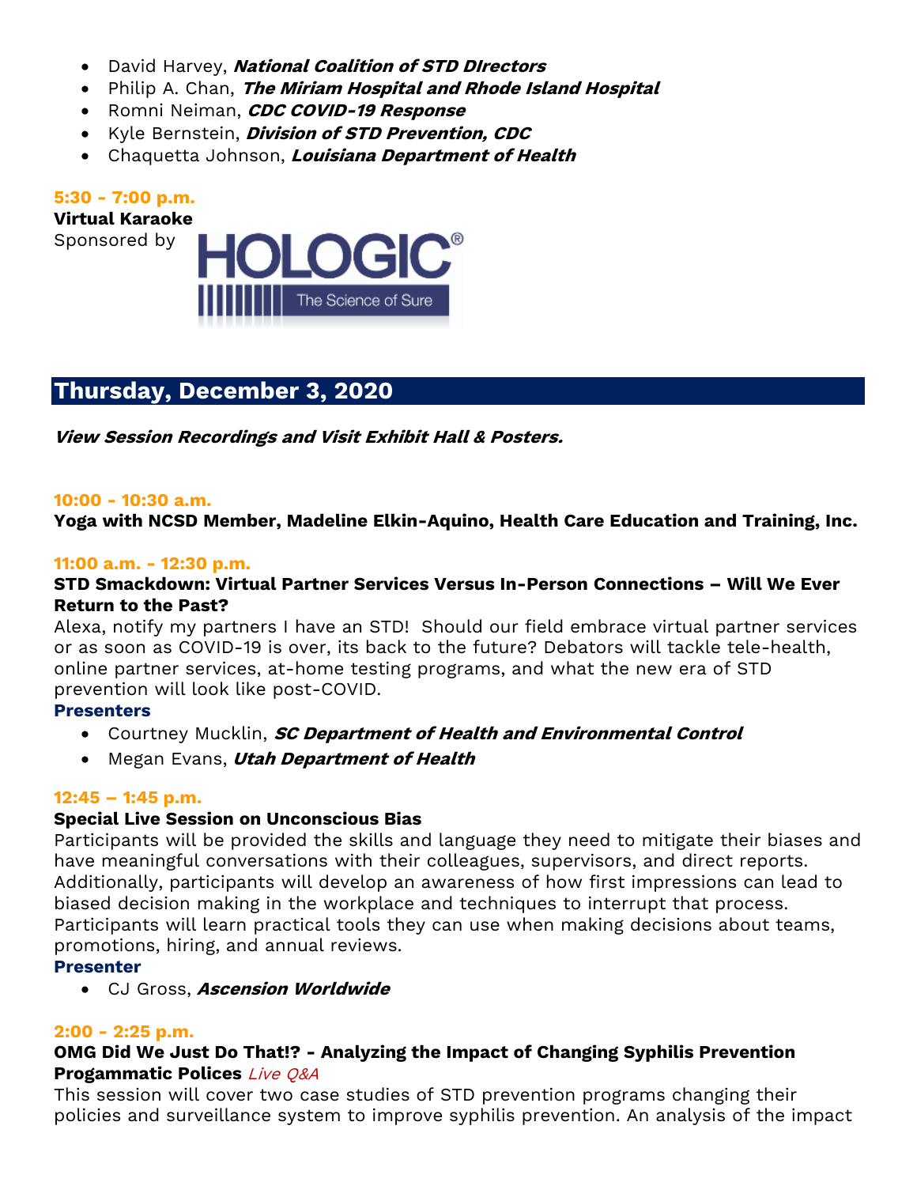- David Harvey, ***National Coalition of STD DIrectors***
- Philip A. Chan, ***The Miriam Hospital and Rhode Island Hospital***
- Romni Neiman, ***CDC COVID-19 Response***
- Kyle Bernstein, ***Division of STD Prevention, CDC***
- Chaquetta Johnson, ***Louisiana Department of Health***

**5:30 - 7:00 p.m.**
**Virtual Karaoke**
Sponsored by HOLOGIC® The Science of Sure

## Thursday, December 3, 2020

***View Session Recordings and Visit Exhibit Hall & Posters.***

**10:00 - 10:30 a.m.**
**Yoga with NCSD Member, Madeline Elkin-Aquino, Health Care Education and Training, Inc.**

**11:00 a.m. - 12:30 p.m.**
**STD Smackdown: Virtual Partner Services Versus In-Person Connections – Will We Ever Return to the Past?**
Alexa, notify my partners I have an STD! Should our field embrace virtual partner services or as soon as COVID-19 is over, its back to the future? Debators will tackle tele-health, online partner services, at-home testing programs, and what the new era of STD prevention will look like post-COVID.
**Presenters**
- Courtney Mucklin, ***SC Department of Health and Environmental Control***
- Megan Evans, ***Utah Department of Health***

**12:45 – 1:45 p.m.**
**Special Live Session on Unconscious Bias**
Participants will be provided the skills and language they need to mitigate their biases and have meaningful conversations with their colleagues, supervisors, and direct reports. Additionally, participants will develop an awareness of how first impressions can lead to biased decision making in the workplace and techniques to interrupt that process. Participants will learn practical tools they can use when making decisions about teams, promotions, hiring, and annual reviews.
**Presenter**
- CJ Gross, ***Ascension Worldwide***

**2:00 - 2:25 p.m.**
**OMG Did We Just Do That!? - Analyzing the Impact of Changing Syphilis Prevention Progammatic Polices** *Live Q&A*
This session will cover two case studies of STD prevention programs changing their policies and surveillance system to improve syphilis prevention. An analysis of the impact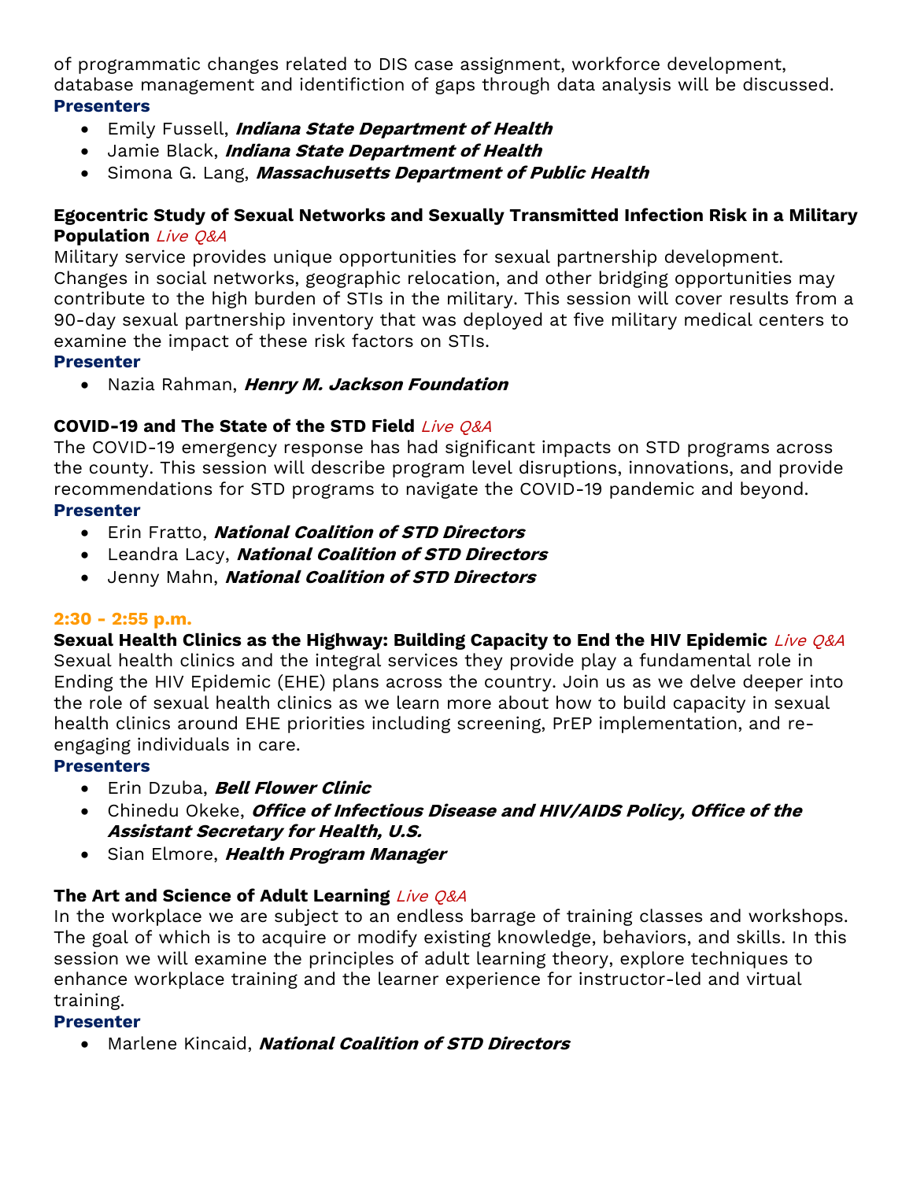of programmatic changes related to DIS case assignment, workforce development, database management and identifiction of gaps through data analysis will be discussed.

**Presenters**

- Emily Fussell, ***Indiana State Department of Health***
- Jamie Black, ***Indiana State Department of Health***
- Simona G. Lang, ***Massachusetts Department of Public Health***

**Egocentric Study of Sexual Networks and Sexually Transmitted Infection Risk in a Military Population** *Live Q&A*

Military service provides unique opportunities for sexual partnership development. Changes in social networks, geographic relocation, and other bridging opportunities may contribute to the high burden of STIs in the military. This session will cover results from a 90-day sexual partnership inventory that was deployed at five military medical centers to examine the impact of these risk factors on STIs.

**Presenter**

- Nazia Rahman, ***Henry M. Jackson Foundation***

**COVID-19 and The State of the STD Field** *Live Q&A*

The COVID-19 emergency response has had significant impacts on STD programs across the county. This session will describe program level disruptions, innovations, and provide recommendations for STD programs to navigate the COVID-19 pandemic and beyond.

**Presenter**

- Erin Fratto, ***National Coalition of STD Directors***
- Leandra Lacy, ***National Coalition of STD Directors***
- Jenny Mahn, ***National Coalition of STD Directors***

**2:30 - 2:55 p.m.**

**Sexual Health Clinics as the Highway: Building Capacity to End the HIV Epidemic** *Live Q&A*

Sexual health clinics and the integral services they provide play a fundamental role in Ending the HIV Epidemic (EHE) plans across the country. Join us as we delve deeper into the role of sexual health clinics as we learn more about how to build capacity in sexual health clinics around EHE priorities including screening, PrEP implementation, and re-engaging individuals in care.

**Presenters**

- Erin Dzuba, ***Bell Flower Clinic***
- Chinedu Okeke, ***Office of Infectious Disease and HIV/AIDS Policy, Office of the Assistant Secretary for Health, U.S.***
- Sian Elmore, ***Health Program Manager***

**The Art and Science of Adult Learning** *Live Q&A*

In the workplace we are subject to an endless barrage of training classes and workshops. The goal of which is to acquire or modify existing knowledge, behaviors, and skills. In this session we will examine the principles of adult learning theory, explore techniques to enhance workplace training and the learner experience for instructor-led and virtual training.

**Presenter**

- Marlene Kincaid, ***National Coalition of STD Directors***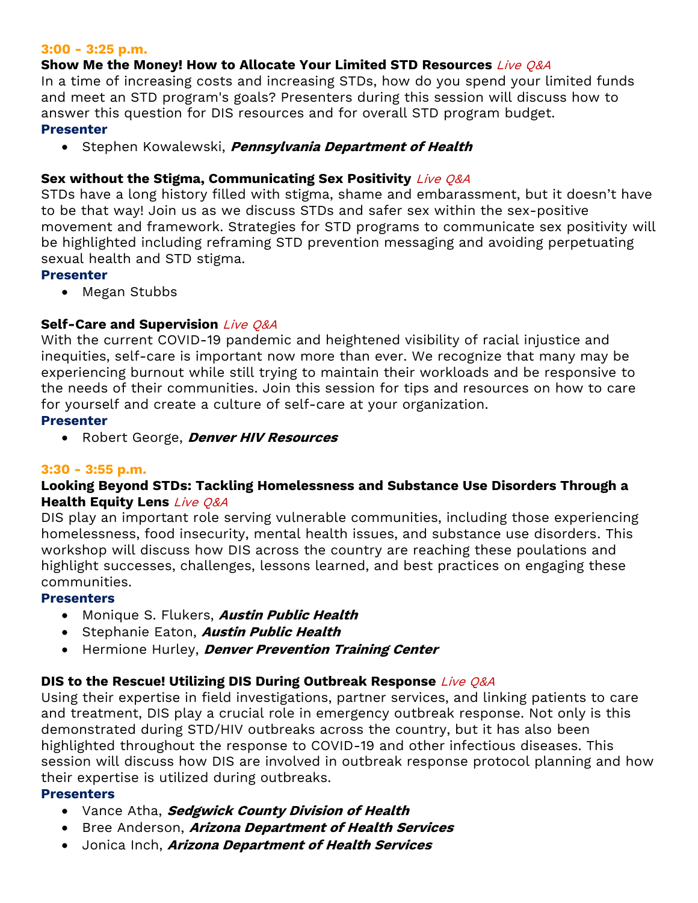**3:00 - 3:25 p.m.**

**Show Me the Money! How to Allocate Your Limited STD Resources** *Live Q&A*

In a time of increasing costs and increasing STDs, how do you spend your limited funds and meet an STD program's goals? Presenters during this session will discuss how to answer this question for DIS resources and for overall STD program budget.

**Presenter**

- Stephen Kowalewski, ***Pennsylvania Department of Health***

**Sex without the Stigma, Communicating Sex Positivity** *Live Q&A*

STDs have a long history filled with stigma, shame and embarassment, but it doesn't have to be that way! Join us as we discuss STDs and safer sex within the sex-positive movement and framework. Strategies for STD programs to communicate sex positivity will be highlighted including reframing STD prevention messaging and avoiding perpetuating sexual health and STD stigma.

**Presenter**

- Megan Stubbs

**Self-Care and Supervision** *Live Q&A*

With the current COVID-19 pandemic and heightened visibility of racial injustice and inequities, self-care is important now more than ever. We recognize that many may be experiencing burnout while still trying to maintain their workloads and be responsive to the needs of their communities. Join this session for tips and resources on how to care for yourself and create a culture of self-care at your organization.

**Presenter**

- Robert George, ***Denver HIV Resources***

**3:30 - 3:55 p.m.**

**Looking Beyond STDs: Tackling Homelessness and Substance Use Disorders Through a Health Equity Lens** *Live Q&A*

DIS play an important role serving vulnerable communities, including those experiencing homelessness, food insecurity, mental health issues, and substance use disorders. This workshop will discuss how DIS across the country are reaching these poulations and highlight successes, challenges, lessons learned, and best practices on engaging these communities.

**Presenters**

- Monique S. Flukers, ***Austin Public Health***
- Stephanie Eaton, ***Austin Public Health***
- Hermione Hurley, ***Denver Prevention Training Center***

**DIS to the Rescue! Utilizing DIS During Outbreak Response** *Live Q&A*

Using their expertise in field investigations, partner services, and linking patients to care and treatment, DIS play a crucial role in emergency outbreak response. Not only is this demonstrated during STD/HIV outbreaks across the country, but it has also been highlighted throughout the response to COVID-19 and other infectious diseases. This session will discuss how DIS are involved in outbreak response protocol planning and how their expertise is utilized during outbreaks.

**Presenters**

- Vance Atha, ***Sedgwick County Division of Health***
- Bree Anderson, ***Arizona Department of Health Services***
- Jonica Inch, ***Arizona Department of Health Services***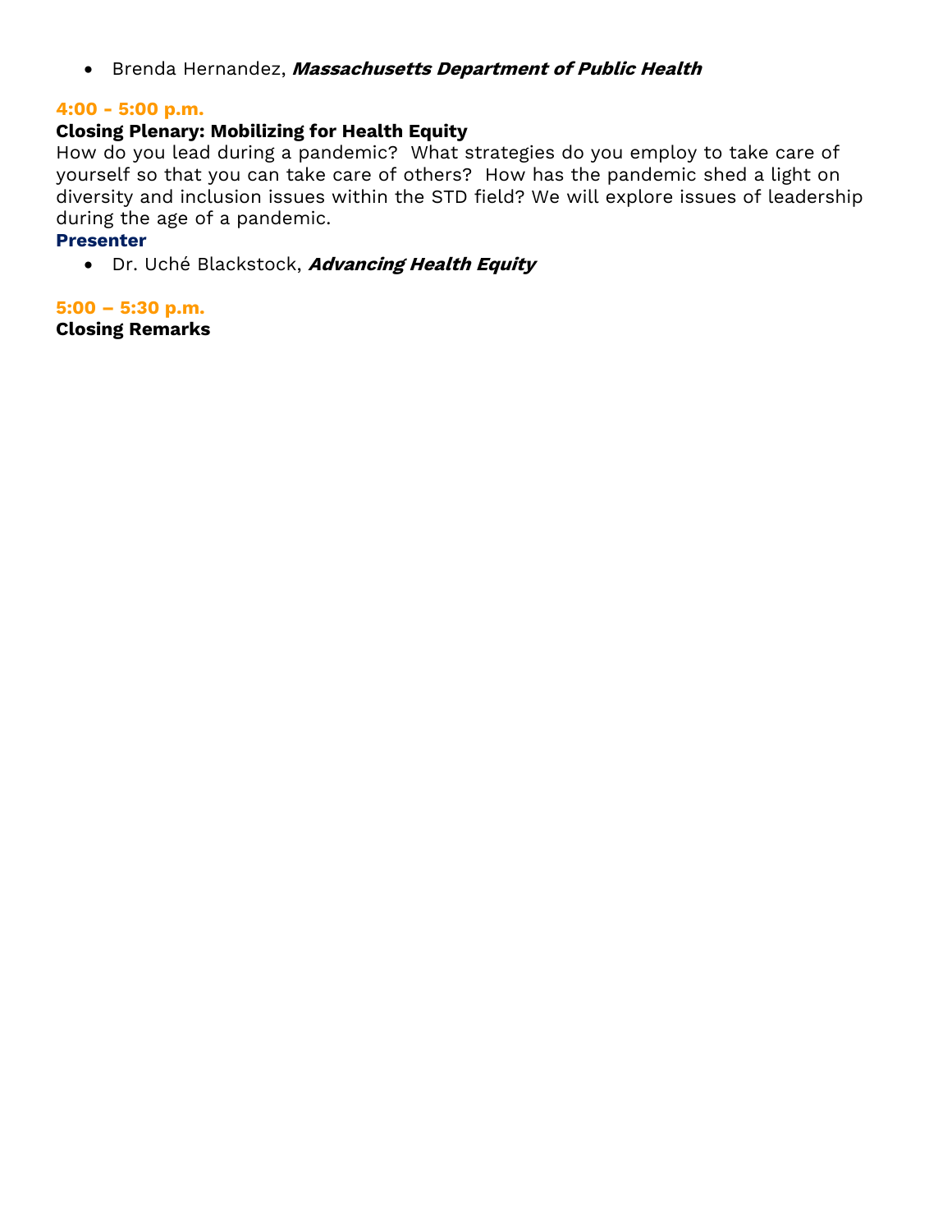- Brenda Hernandez, ***Massachusetts Department of Public Health***

**4:00 - 5:00 p.m.**

**Closing Plenary: Mobilizing for Health Equity**

How do you lead during a pandemic? What strategies do you employ to take care of yourself so that you can take care of others? How has the pandemic shed a light on diversity and inclusion issues within the STD field? We will explore issues of leadership during the age of a pandemic.

**Presenter**

- Dr. Uché Blackstock, ***Advancing Health Equity***

**5:00 – 5:30 p.m.**

**Closing Remarks**